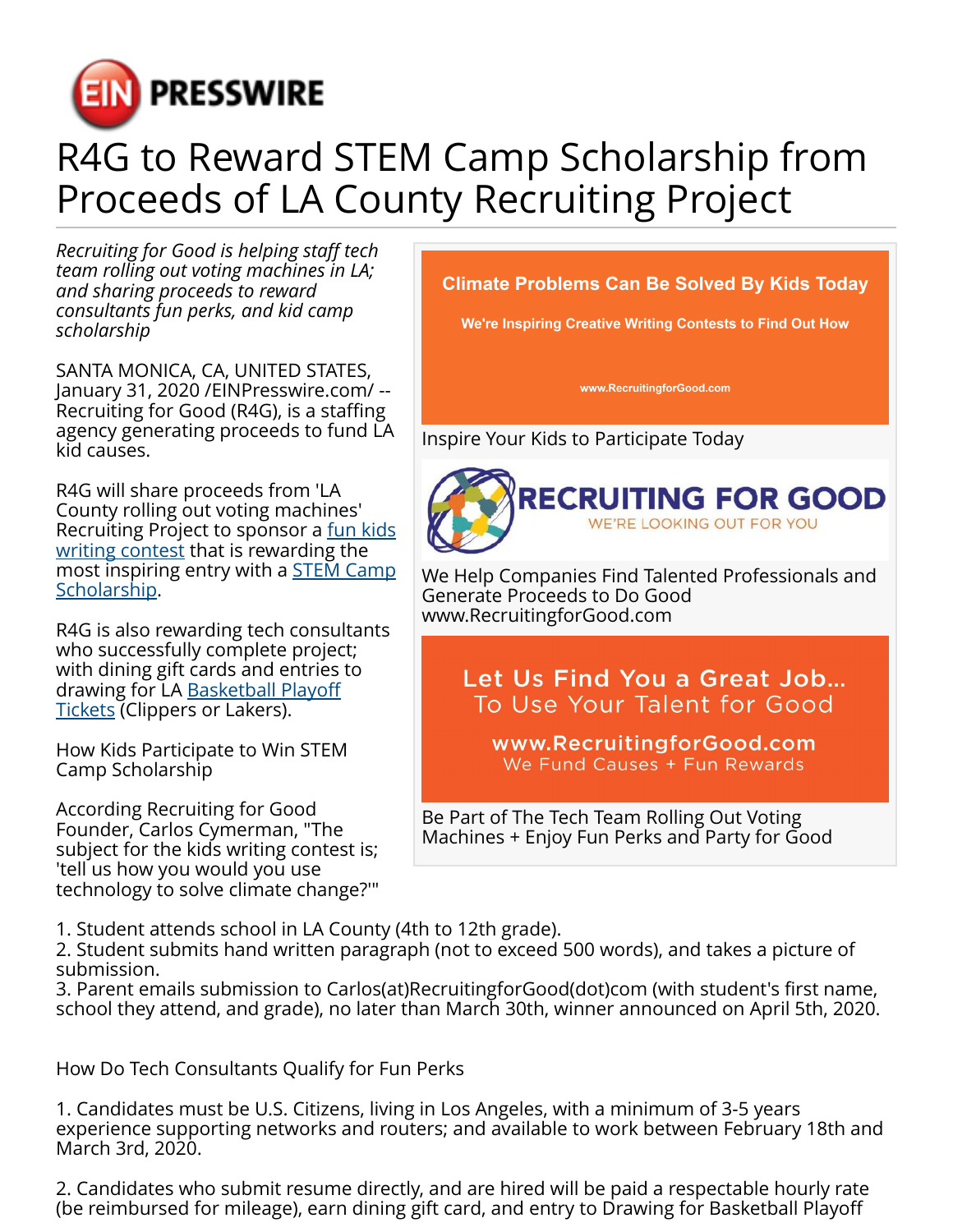EIN PRESSWIRE

# R4G to Reward STEM Camp Scholarship from Proceeds of LA County Recruiting Project

*Recruiting for Good is helping staff tech team rolling out voting machines in LA; and sharing proceeds to reward consultants fun perks, and kid camp scholarship*

SANTA MONICA, CA, UNITED STATES, January 31, 2020 /EINPresswire.com/ -- Recruiting for Good (R4G), is a staffing agency generating proceeds to fund LA kid causes.

R4G will share proceeds from 'LA County rolling out voting machines' Recruiting Project to sponsor a fun kids writing contest that is rewarding the most inspiring entry with a STEM Camp Scholarship.

R4G is also rewarding tech consultants who successfully complete project; with dining gift cards and entries to drawing for LA Basketball Playoff Tickets (Clippers or Lakers).

How Kids Participate to Win STEM Camp Scholarship

According Recruiting for Good Founder, Carlos Cymerman, "The subject for the kids writing contest is; 'tell us how you would you use technology to solve climate change?'"

**Climate Problems Can Be Solved By Kids Today**

**We're Inspiring Creative Writing Contests to Find Out How**

www.RecruitingforGood.com

Inspire Your Kids to Participate Today

**RECRUITING FOR GOOD**
WE'RE LOOKING OUT FOR YOU

We Help Companies Find Talented Professionals and Generate Proceeds to Do Good
www.RecruitingforGood.com

**Let Us Find You a Great Job...
To Use Your Talent for Good**

**www.RecruitingforGood.com**
We Fund Causes + Fun Rewards

Be Part of The Tech Team Rolling Out Voting Machines + Enjoy Fun Perks and Party for Good

1. Student attends school in LA County (4th to 12th grade).
2. Student submits hand written paragraph (not to exceed 500 words), and takes a picture of submission.
3. Parent emails submission to Carlos(at)RecruitingforGood(dot)com (with student's first name, school they attend, and grade), no later than March 30th, winner announced on April 5th, 2020.

How Do Tech Consultants Qualify for Fun Perks

1. Candidates must be U.S. Citizens, living in Los Angeles, with a minimum of 3-5 years experience supporting networks and routers; and available to work between February 18th and March 3rd, 2020.

2. Candidates who submit resume directly, and are hired will be paid a respectable hourly rate (be reimbursed for mileage), earn dining gift card, and entry to Drawing for Basketball Playoff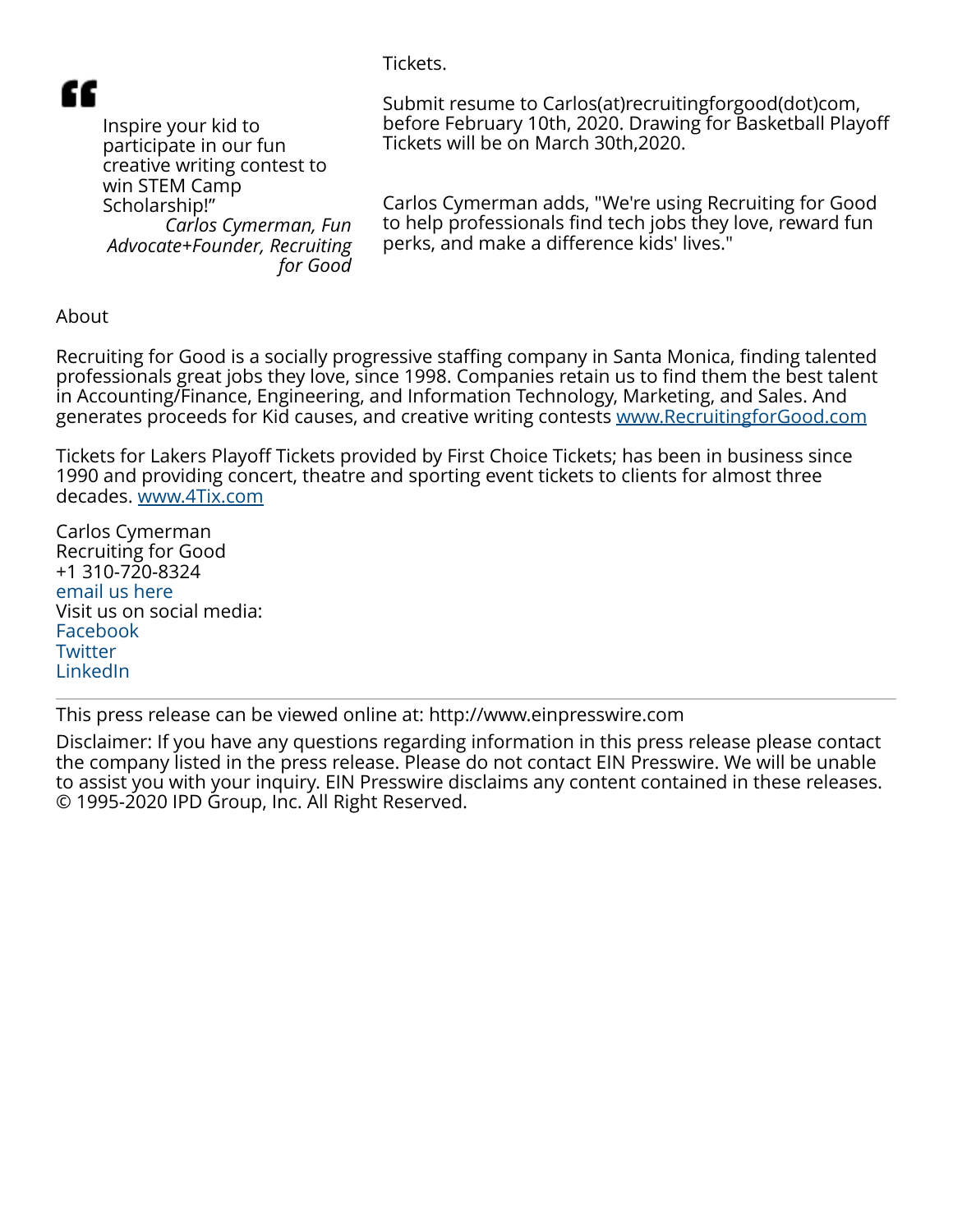> Inspire your kid to participate in our fun creative writing contest to win STEM Camp Scholarship!”
>
> *Carlos Cymerman, Fun Advocate+Founder, Recruiting for Good*

Tickets.

Submit resume to Carlos(at)recruitingforgood(dot)com, before February 10th, 2020. Drawing for Basketball Playoff Tickets will be on March 30th,2020.

Carlos Cymerman adds, "We're using Recruiting for Good to help professionals find tech jobs they love, reward fun perks, and make a difference kids' lives."

About

Recruiting for Good is a socially progressive staffing company in Santa Monica, finding talented professionals great jobs they love, since 1998. Companies retain us to find them the best talent in Accounting/Finance, Engineering, and Information Technology, Marketing, and Sales. And generates proceeds for Kid causes, and creative writing contests www.RecruitingforGood.com

Tickets for Lakers Playoff Tickets provided by First Choice Tickets; has been in business since 1990 and providing concert, theatre and sporting event tickets to clients for almost three decades. www.4Tix.com

Carlos Cymerman
Recruiting for Good
+1 310-720-8324
email us here
Visit us on social media:
Facebook
Twitter
LinkedIn

---

This press release can be viewed online at: http://www.einpresswire.com

Disclaimer: If you have any questions regarding information in this press release please contact the company listed in the press release. Please do not contact EIN Presswire. We will be unable to assist you with your inquiry. EIN Presswire disclaims any content contained in these releases. © 1995-2020 IPD Group, Inc. All Right Reserved.